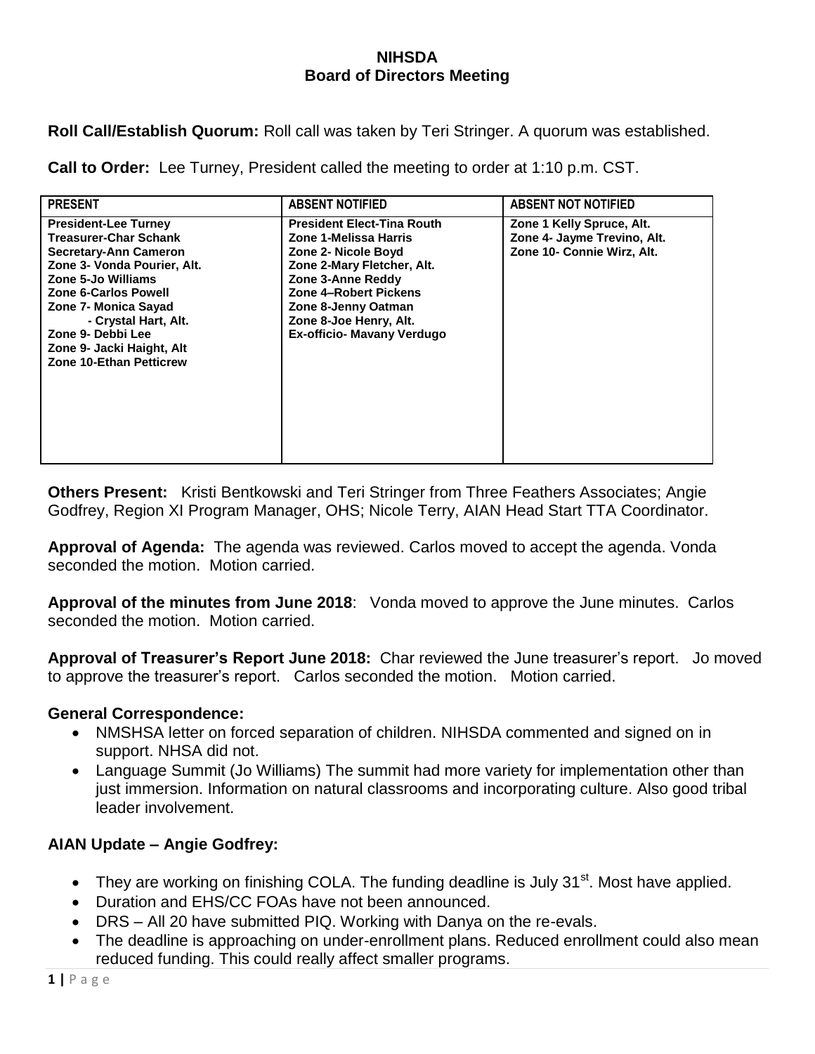# NIHSDA
## Board of Directors Meeting

**Roll Call/Establish Quorum:** Roll call was taken by Teri Stringer. A quorum was established.

**Call to Order:** Lee Turney, President called the meeting to order at 1:10 p.m. CST.

| PRESENT | ABSENT NOTIFIED | ABSENT NOT NOTIFIED |
|---|---|---|
| President-Lee Turney<br>Treasurer-Char Schank<br>Secretary-Ann Cameron<br>Zone 3- Vonda Pourier, Alt.<br>Zone 5-Jo Williams<br>Zone 6-Carlos Powell<br>Zone 7- Monica Sayad<br>- Crystal Hart, Alt.<br>Zone 9- Debbi Lee<br>Zone 9- Jacki Haight, Alt<br>Zone 10-Ethan Petticrew | President Elect-Tina Routh<br>Zone 1-Melissa Harris<br>Zone 2- Nicole Boyd<br>Zone 2-Mary Fletcher, Alt.<br>Zone 3-Anne Reddy<br>Zone 4–Robert Pickens<br>Zone 8-Jenny Oatman<br>Zone 8-Joe Henry, Alt.<br>Ex-officio- Mavany Verdugo | Zone 1 Kelly Spruce, Alt.<br>Zone 4- Jayme Trevino, Alt.<br>Zone 10- Connie Wirz, Alt. |

**Others Present:** Kristi Bentkowski and Teri Stringer from Three Feathers Associates; Angie Godfrey, Region XI Program Manager, OHS; Nicole Terry, AIAN Head Start TTA Coordinator.

**Approval of Agenda:** The agenda was reviewed. Carlos moved to accept the agenda. Vonda seconded the motion. Motion carried.

**Approval of the minutes from June 2018**: Vonda moved to approve the June minutes. Carlos seconded the motion. Motion carried.

**Approval of Treasurer's Report June 2018:** Char reviewed the June treasurer's report. Jo moved to approve the treasurer's report. Carlos seconded the motion. Motion carried.

### General Correspondence:

- NMSHSA letter on forced separation of children. NIHSDA commented and signed on in support. NHSA did not.
- Language Summit (Jo Williams) The summit had more variety for implementation other than just immersion. Information on natural classrooms and incorporating culture. Also good tribal leader involvement.

### AIAN Update – Angie Godfrey:

- They are working on finishing COLA. The funding deadline is July 31st. Most have applied.
- Duration and EHS/CC FOAs have not been announced.
- DRS – All 20 have submitted PIQ. Working with Danya on the re-evals.
- The deadline is approaching on under-enrollment plans. Reduced enrollment could also mean reduced funding. This could really affect smaller programs.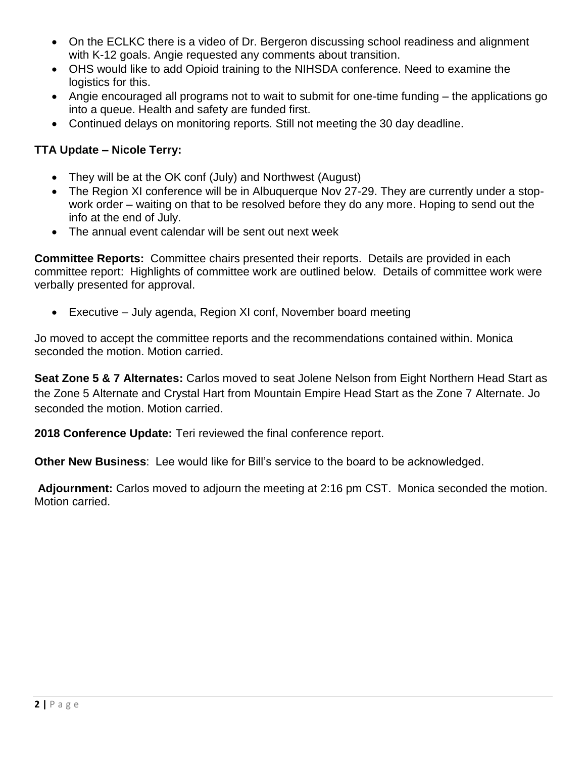- On the ECLKC there is a video of Dr. Bergeron discussing school readiness and alignment with K-12 goals. Angie requested any comments about transition.
- OHS would like to add Opioid training to the NIHSDA conference. Need to examine the logistics for this.
- Angie encouraged all programs not to wait to submit for one-time funding – the applications go into a queue. Health and safety are funded first.
- Continued delays on monitoring reports. Still not meeting the 30 day deadline.

**TTA Update – Nicole Terry:**

- They will be at the OK conf (July) and Northwest (August)
- The Region XI conference will be in Albuquerque Nov 27-29. They are currently under a stop-work order – waiting on that to be resolved before they do any more. Hoping to send out the info at the end of July.
- The annual event calendar will be sent out next week

**Committee Reports:** Committee chairs presented their reports. Details are provided in each committee report: Highlights of committee work are outlined below. Details of committee work were verbally presented for approval.

- Executive – July agenda, Region XI conf, November board meeting

Jo moved to accept the committee reports and the recommendations contained within. Monica seconded the motion. Motion carried.

**Seat Zone 5 & 7 Alternates:** Carlos moved to seat Jolene Nelson from Eight Northern Head Start as the Zone 5 Alternate and Crystal Hart from Mountain Empire Head Start as the Zone 7 Alternate. Jo seconded the motion. Motion carried.

**2018 Conference Update:** Teri reviewed the final conference report.

**Other New Business**: Lee would like for Bill's service to the board to be acknowledged.

**Adjournment:** Carlos moved to adjourn the meeting at 2:16 pm CST. Monica seconded the motion. Motion carried.